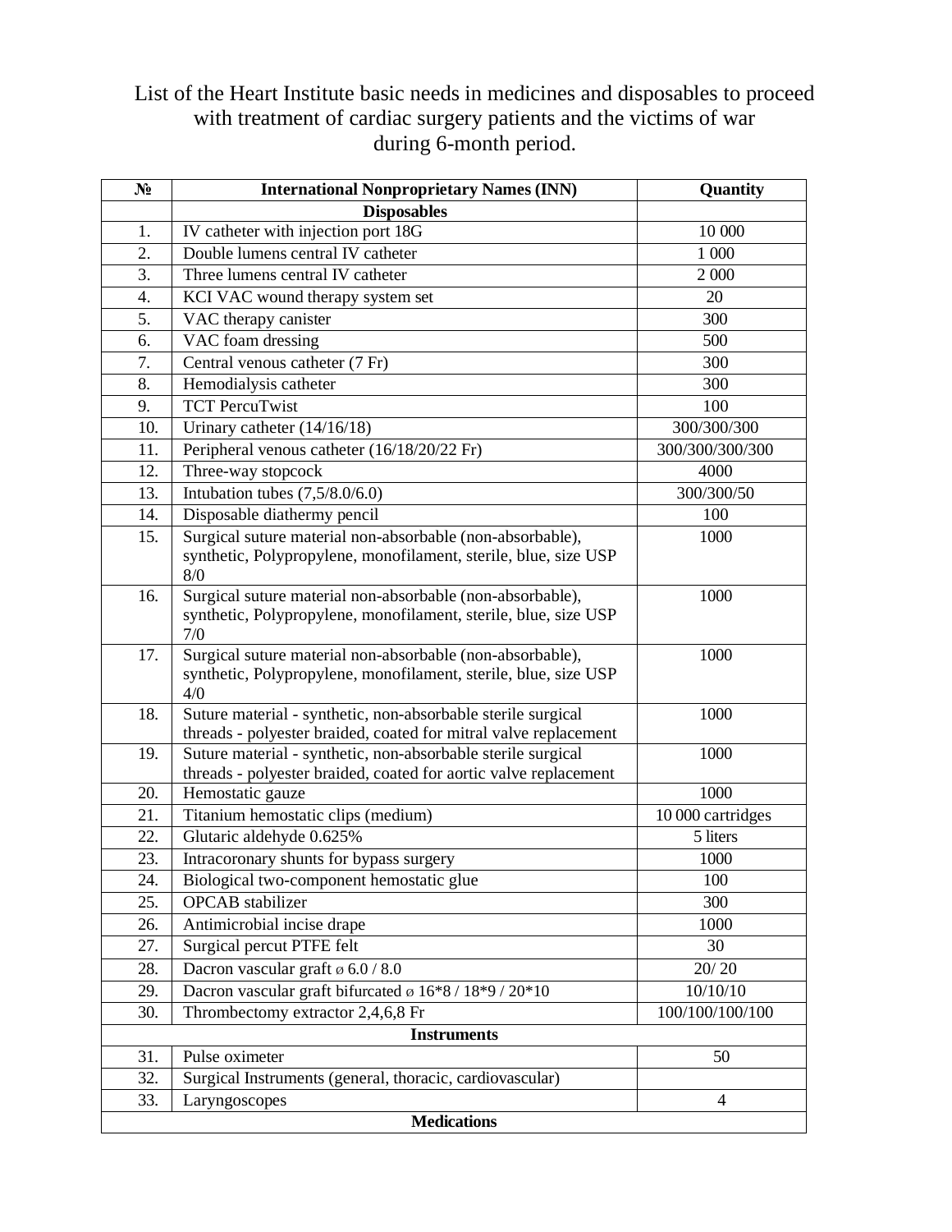# List of the Heart Institute basic needs in medicines and disposables to proceed with treatment of cardiac surgery patients and the victims of war during 6-month period.

| № | International Nonproprietary Names (INN) | Quantity |
|---|---|---|
| | **Disposables** | |
| 1. | IV catheter with injection port 18G | 10 000 |
| 2. | Double lumens central IV catheter | 1 000 |
| 3. | Three lumens central IV catheter | 2 000 |
| 4. | KCI VAC wound therapy system set | 20 |
| 5. | VAC therapy canister | 300 |
| 6. | VAC foam dressing | 500 |
| 7. | Central venous catheter (7 Fr) | 300 |
| 8. | Hemodialysis catheter | 300 |
| 9. | TCT PercuTwist | 100 |
| 10. | Urinary catheter (14/16/18) | 300/300/300 |
| 11. | Peripheral venous catheter (16/18/20/22 Fr) | 300/300/300/300 |
| 12. | Three-way stopcock | 4000 |
| 13. | Intubation tubes (7,5/8.0/6.0) | 300/300/50 |
| 14. | Disposable diathermy pencil | 100 |
| 15. | Surgical suture material non-absorbable (non-absorbable), synthetic, Polypropylene, monofilament, sterile, blue, size USP 8/0 | 1000 |
| 16. | Surgical suture material non-absorbable (non-absorbable), synthetic, Polypropylene, monofilament, sterile, blue, size USP 7/0 | 1000 |
| 17. | Surgical suture material non-absorbable (non-absorbable), synthetic, Polypropylene, monofilament, sterile, blue, size USP 4/0 | 1000 |
| 18. | Suture material - synthetic, non-absorbable sterile surgical threads - polyester braided, coated for mitral valve replacement | 1000 |
| 19. | Suture material - synthetic, non-absorbable sterile surgical threads - polyester braided, coated for aortic valve replacement | 1000 |
| 20. | Hemostatic gauze | 1000 |
| 21. | Titanium hemostatic clips (medium) | 10 000 cartridges |
| 22. | Glutaric aldehyde 0.625% | 5 liters |
| 23. | Intracoronary shunts for bypass surgery | 1000 |
| 24. | Biological two-component hemostatic glue | 100 |
| 25. | OPCAB stabilizer | 300 |
| 26. | Antimicrobial incise drape | 1000 |
| 27. | Surgical percut PTFE felt | 30 |
| 28. | Dacron vascular graft ø 6.0 / 8.0 | 20/ 20 |
| 29. | Dacron vascular graft bifurcated ø 16*8 / 18*9 / 20*10 | 10/10/10 |
| 30. | Thrombectomy extractor 2,4,6,8 Fr | 100/100/100/100 |
| | **Instruments** | |
| 31. | Pulse oximeter | 50 |
| 32. | Surgical Instruments (general, thoracic, cardiovascular) | |
| 33. | Laryngoscopes | 4 |
| | **Medications** | |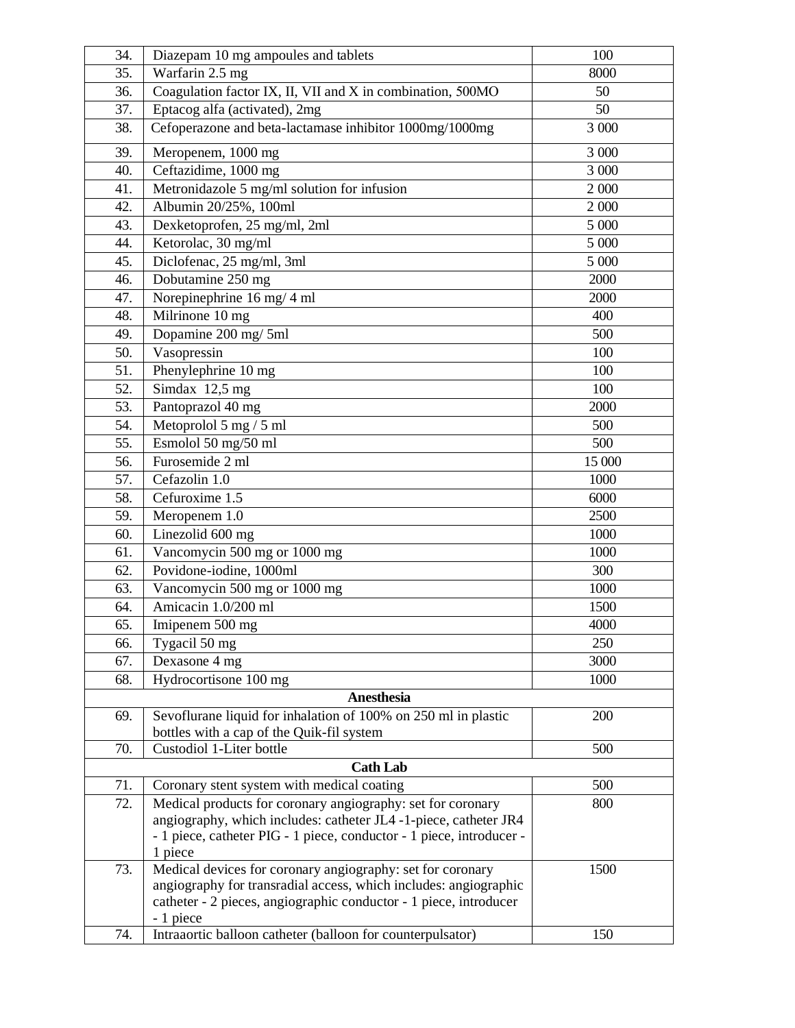| 34. | Diazepam 10 mg ampoules and tablets | 100 |
|---|---|---|
| 35. | Warfarin 2.5 mg | 8000 |
| 36. | Coagulation factor IX, II, VII and X in combination, 500MO | 50 |
| 37. | Eptacog alfa (activated), 2mg | 50 |
| 38. | Cefoperazone and beta-lactamase inhibitor 1000mg/1000mg | 3 000 |
| 39. | Meropenem, 1000 mg | 3 000 |
| 40. | Ceftazidime, 1000 mg | 3 000 |
| 41. | Metronidazole 5 mg/ml solution for infusion | 2 000 |
| 42. | Albumin 20/25%, 100ml | 2 000 |
| 43. | Dexketoprofen, 25 mg/ml, 2ml | 5 000 |
| 44. | Ketorolac, 30 mg/ml | 5 000 |
| 45. | Diclofenac, 25 mg/ml, 3ml | 5 000 |
| 46. | Dobutamine 250 mg | 2000 |
| 47. | Norepinephrine 16 mg/ 4 ml | 2000 |
| 48. | Milrinone 10 mg | 400 |
| 49. | Dopamine 200 mg/ 5ml | 500 |
| 50. | Vasopressin | 100 |
| 51. | Phenylephrine 10 mg | 100 |
| 52. | Simdax 12,5 mg | 100 |
| 53. | Pantoprazol 40 mg | 2000 |
| 54. | Metoprolol 5 mg / 5 ml | 500 |
| 55. | Esmolol 50 mg/50 ml | 500 |
| 56. | Furosemide 2 ml | 15 000 |
| 57. | Cefazolin 1.0 | 1000 |
| 58. | Cefuroxime 1.5 | 6000 |
| 59. | Meropenem 1.0 | 2500 |
| 60. | Linezolid 600 mg | 1000 |
| 61. | Vancomycin 500 mg or 1000 mg | 1000 |
| 62. | Povidone-iodine, 1000ml | 300 |
| 63. | Vancomycin 500 mg or 1000 mg | 1000 |
| 64. | Amicacin 1.0/200 ml | 1500 |
| 65. | Imipenem 500 mg | 4000 |
| 66. | Tygacil 50 mg | 250 |
| 67. | Dexasone 4 mg | 3000 |
| 68. | Hydrocortisone 100 mg | 1000 |
| | **Anesthesia** | |
| 69. | Sevoflurane liquid for inhalation of 100% on 250 ml in plastic bottles with a cap of the Quik-fil system | 200 |
| 70. | Custodiol 1-Liter bottle | 500 |
| | **Cath Lab** | |
| 71. | Coronary stent system with medical coating | 500 |
| 72. | Medical products for coronary angiography: set for coronary angiography, which includes: catheter JL4 -1-piece, catheter JR4 - 1 piece, catheter PIG - 1 piece, conductor - 1 piece, introducer - 1 piece | 800 |
| 73. | Medical devices for coronary angiography: set for coronary angiography for transradial access, which includes: angiographic catheter - 2 pieces, angiographic conductor - 1 piece, introducer - 1 piece | 1500 |
| 74. | Intraaortic balloon catheter (balloon for counterpulsator) | 150 |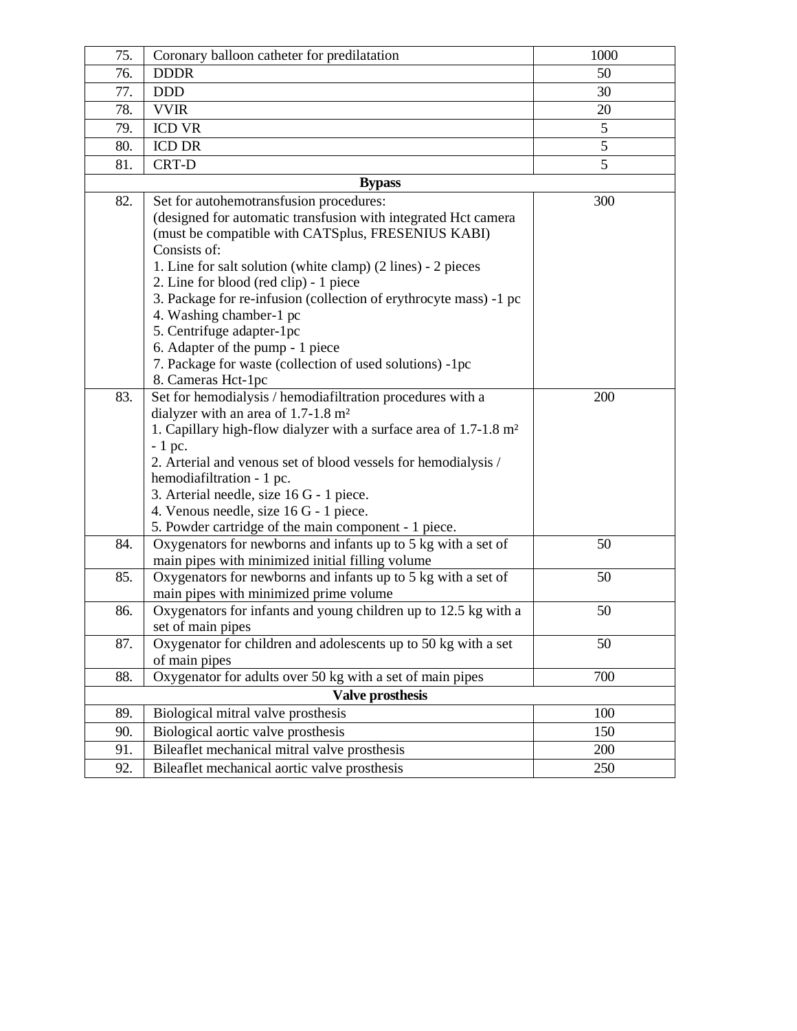| | | |
|---|---|---|
| 75. | Coronary balloon catheter for predilatation | 1000 |
| 76. | DDDR | 50 |
| 77. | DDD | 30 |
| 78. | VVIR | 20 |
| 79. | ICD VR | 5 |
| 80. | ICD DR | 5 |
| 81. | CRT-D | 5 |
| **Bypass** | | |
| 82. | Set for autohemotransfusion procedures:<br>(designed for automatic transfusion with integrated Hct camera (must be compatible with CATSplus, FRESENIUS KABI)<br>Consists of:<br>1. Line for salt solution (white clamp) (2 lines) - 2 pieces<br>2. Line for blood (red clip) - 1 piece<br>3. Package for re-infusion (collection of erythrocyte mass) -1 pc<br>4. Washing chamber-1 pc<br>5. Centrifuge adapter-1pc<br>6. Adapter of the pump - 1 piece<br>7. Package for waste (collection of used solutions) -1pc<br>8. Cameras Hct-1pc | 300 |
| 83. | Set for hemodialysis / hemodiafiltration procedures with a dialyzer with an area of 1.7-1.8 m²<br>1. Capillary high-flow dialyzer with a surface area of 1.7-1.8 m² - 1 pc.<br>2. Arterial and venous set of blood vessels for hemodialysis / hemodiafiltration - 1 pc.<br>3. Arterial needle, size 16 G - 1 piece.<br>4. Venous needle, size 16 G - 1 piece.<br>5. Powder cartridge of the main component - 1 piece. | 200 |
| 84. | Oxygenators for newborns and infants up to 5 kg with a set of main pipes with minimized initial filling volume | 50 |
| 85. | Oxygenators for newborns and infants up to 5 kg with a set of main pipes with minimized prime volume | 50 |
| 86. | Oxygenators for infants and young children up to 12.5 kg with a set of main pipes | 50 |
| 87. | Oxygenator for children and adolescents up to 50 kg with a set of main pipes | 50 |
| 88. | Oxygenator for adults over 50 kg with a set of main pipes | 700 |
| **Valve prosthesis** | | |
| 89. | Biological mitral valve prosthesis | 100 |
| 90. | Biological aortic valve prosthesis | 150 |
| 91. | Bileaflet mechanical mitral valve prosthesis | 200 |
| 92. | Bileaflet mechanical aortic valve prosthesis | 250 |